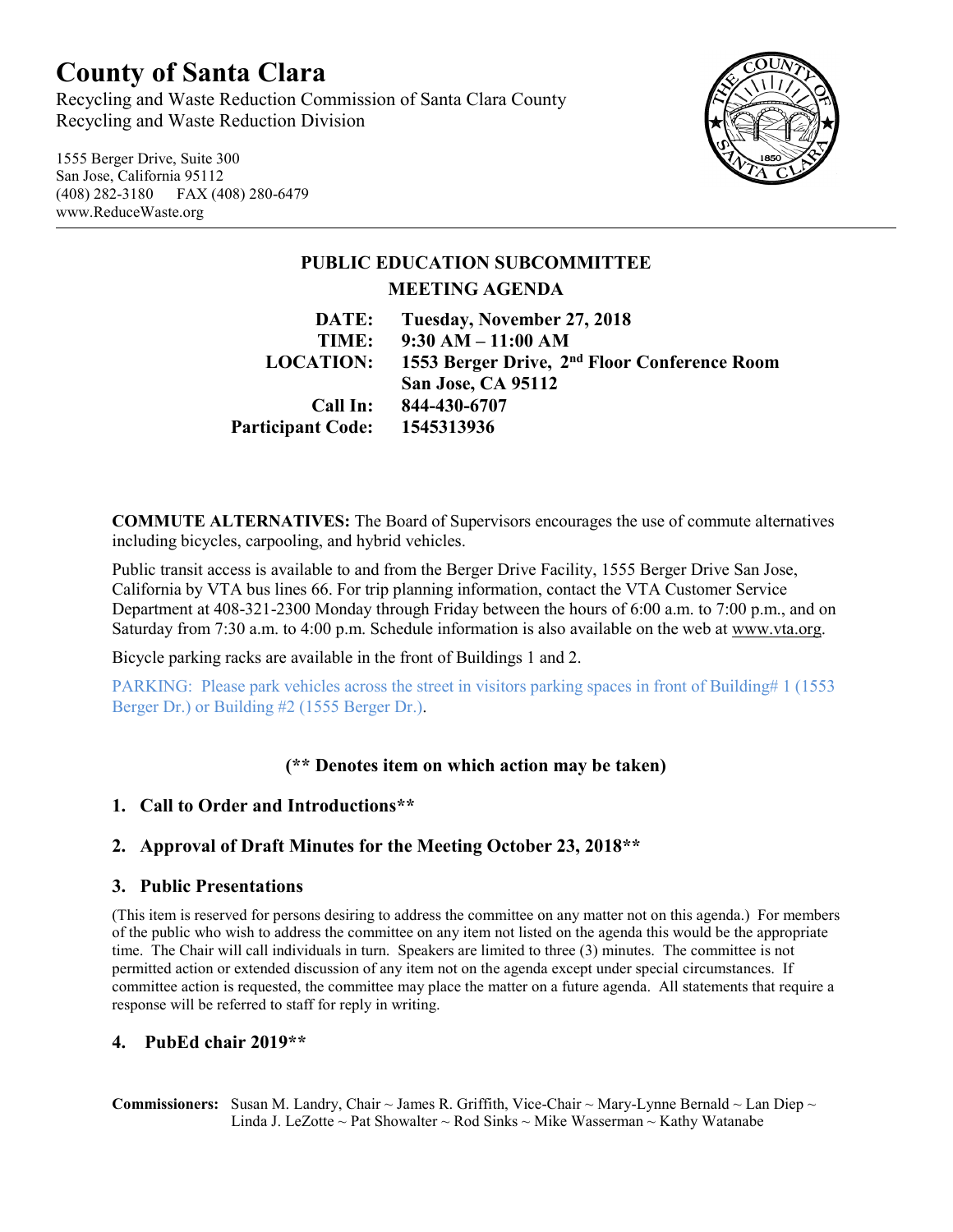# County of Santa Clara

Recycling and Waste Reduction Commission of Santa Clara County
Recycling and Waste Reduction Division

1555 Berger Drive, Suite 300
San Jose, California 95112
(408) 282-3180 FAX (408) 280-6479
www.ReduceWaste.org

## PUBLIC EDUCATION SUBCOMMITTEE
## MEETING AGENDA

**DATE:** Tuesday, November 27, 2018
**TIME:** 9:30 AM – 11:00 AM
**LOCATION:** 1553 Berger Drive, 2nd Floor Conference Room
San Jose, CA 95112
**Call In:** 844-430-6707
**Participant Code:** 1545313936

**COMMUTE ALTERNATIVES:** The Board of Supervisors encourages the use of commute alternatives including bicycles, carpooling, and hybrid vehicles.

Public transit access is available to and from the Berger Drive Facility, 1555 Berger Drive San Jose, California by VTA bus lines 66. For trip planning information, contact the VTA Customer Service Department at 408-321-2300 Monday through Friday between the hours of 6:00 a.m. to 7:00 p.m., and on Saturday from 7:30 a.m. to 4:00 p.m. Schedule information is also available on the web at www.vta.org.

Bicycle parking racks are available in the front of Buildings 1 and 2.

PARKING: Please park vehicles across the street in visitors parking spaces in front of Building# 1 (1553 Berger Dr.) or Building #2 (1555 Berger Dr.).

**(** Denotes item on which action may be taken)**

1. **Call to Order and Introductions****

2. **Approval of Draft Minutes for the Meeting October 23, 2018****

3. **Public Presentations**

(This item is reserved for persons desiring to address the committee on any matter not on this agenda.) For members of the public who wish to address the committee on any item not listed on the agenda this would be the appropriate time. The Chair will call individuals in turn. Speakers are limited to three (3) minutes. The committee is not permitted action or extended discussion of any item not on the agenda except under special circumstances. If committee action is requested, the committee may place the matter on a future agenda. All statements that require a response will be referred to staff for reply in writing.

4. **PubEd chair 2019****

**Commissioners:** Susan M. Landry, Chair ~ James R. Griffith, Vice-Chair ~ Mary-Lynne Bernald ~ Lan Diep ~ Linda J. LeZotte ~ Pat Showalter ~ Rod Sinks ~ Mike Wasserman ~ Kathy Watanabe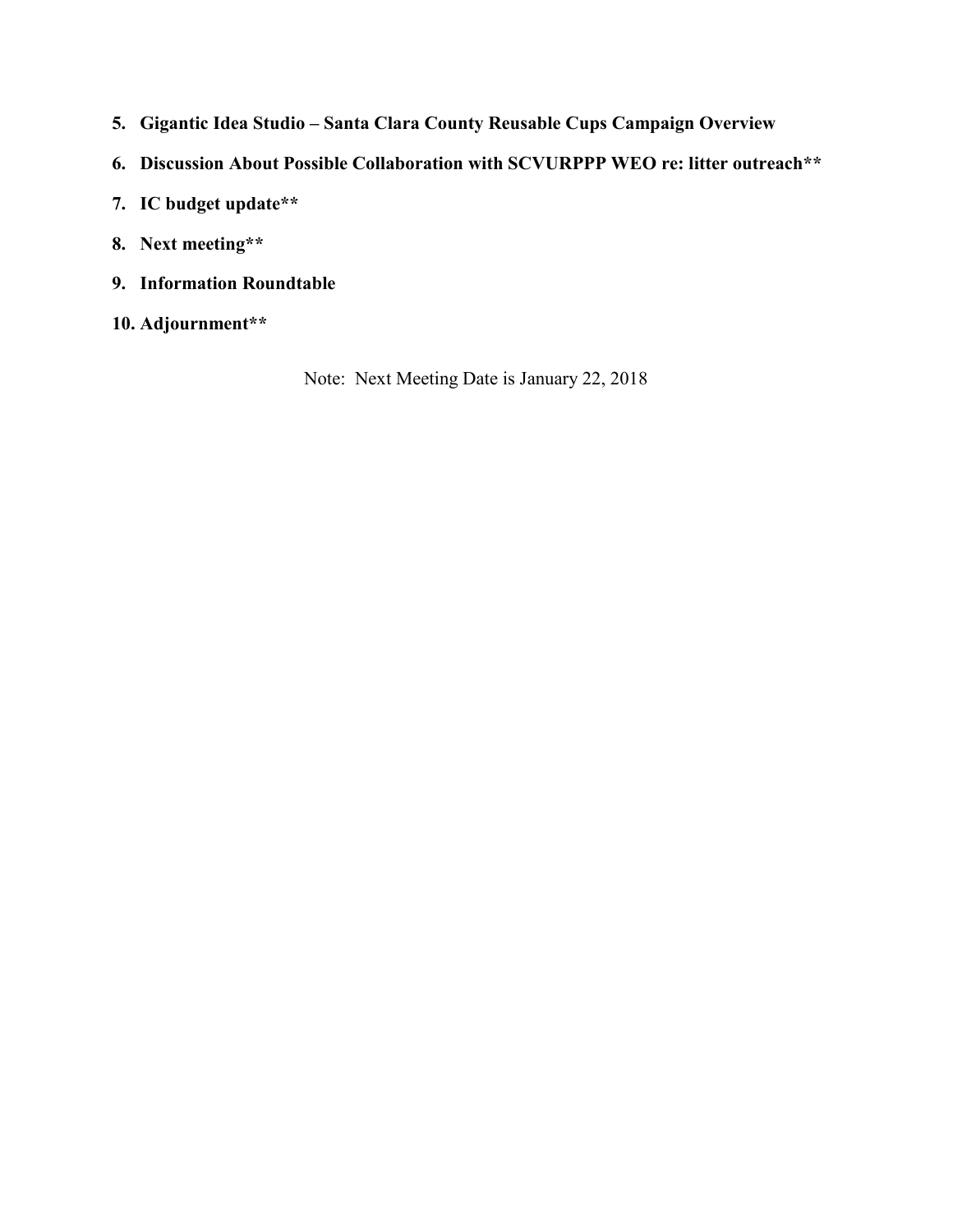5. **Gigantic Idea Studio – Santa Clara County Reusable Cups Campaign Overview**
6. **Discussion About Possible Collaboration with SCVURPPP WEO re: litter outreach****
7. **IC budget update****
8. **Next meeting****
9. **Information Roundtable**
10. **Adjournment****

Note: Next Meeting Date is January 22, 2018